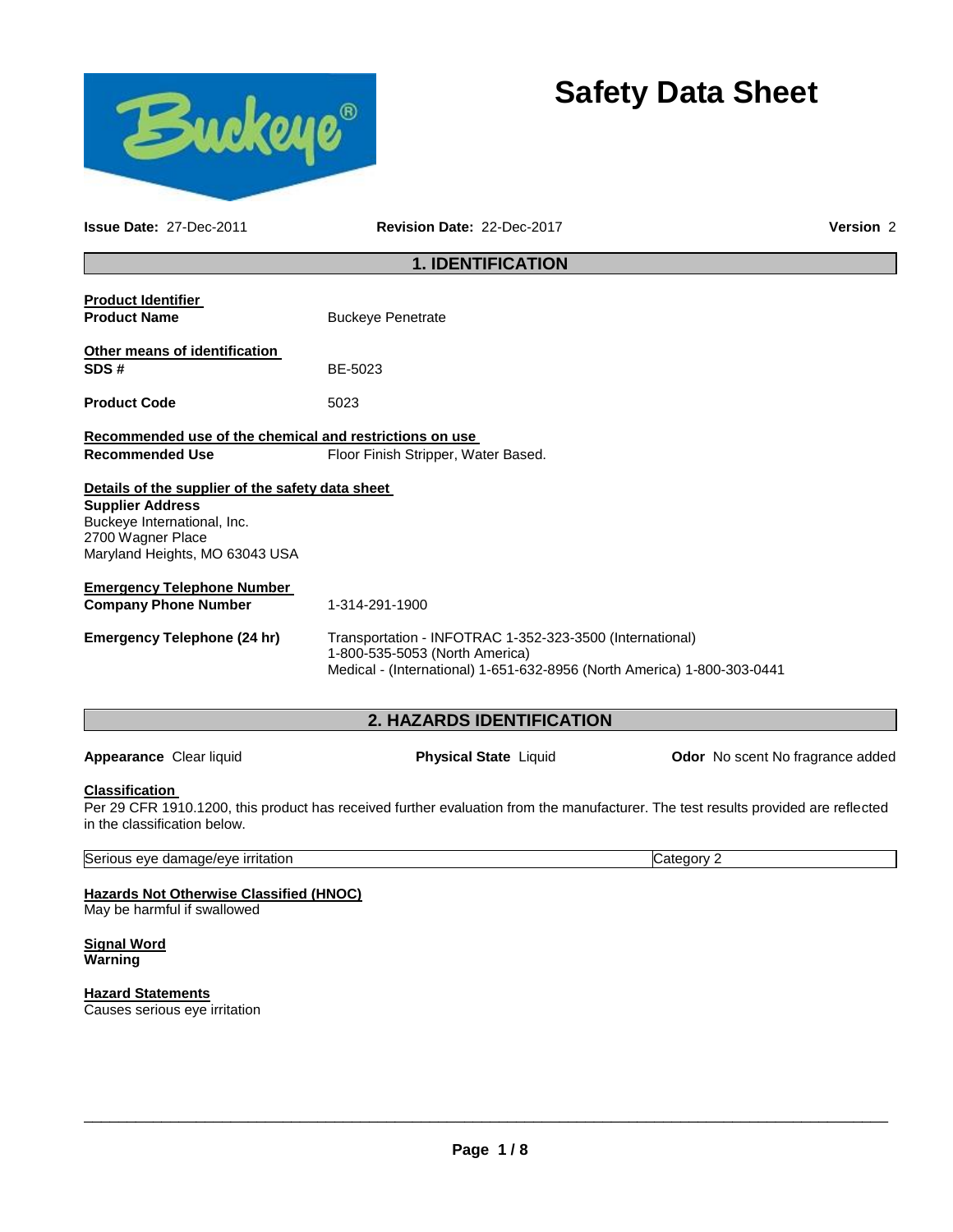# Safety Data Sheet

**Issue Date:** 27-Dec-2011 **Revision Date:** 22-Dec-2017 **Version** 2

## 1. IDENTIFICATION

**Product Identifier**

**Product Name** Buckeye Penetrate

**Other means of identification**

**SDS #** BE-5023

**Product Code** 5023

**Recommended use of the chemical and restrictions on use**

**Recommended Use** Floor Finish Stripper, Water Based.

**Details of the supplier of the safety data sheet**

**Supplier Address**
Buckeye International, Inc.
2700 Wagner Place
Maryland Heights, MO 63043 USA

**Emergency Telephone Number**

**Company Phone Number** 1-314-291-1900

**Emergency Telephone (24 hr)** Transportation - INFOTRAC 1-352-323-3500 (International)
1-800-535-5053 (North America)
Medical - (International) 1-651-632-8956 (North America) 1-800-303-0441

## 2. HAZARDS IDENTIFICATION

**Appearance** Clear liquid **Physical State** Liquid **Odor** No scent No fragrance added

**Classification**

Per 29 CFR 1910.1200, this product has received further evaluation from the manufacturer. The test results provided are reflected in the classification below.

| Serious eye damage/eye irritation | Category 2 |
|---|---|

**Hazards Not Otherwise Classified (HNOC)**

May be harmful if swallowed

**Signal Word**

**Warning**

**Hazard Statements**

Causes serious eye irritation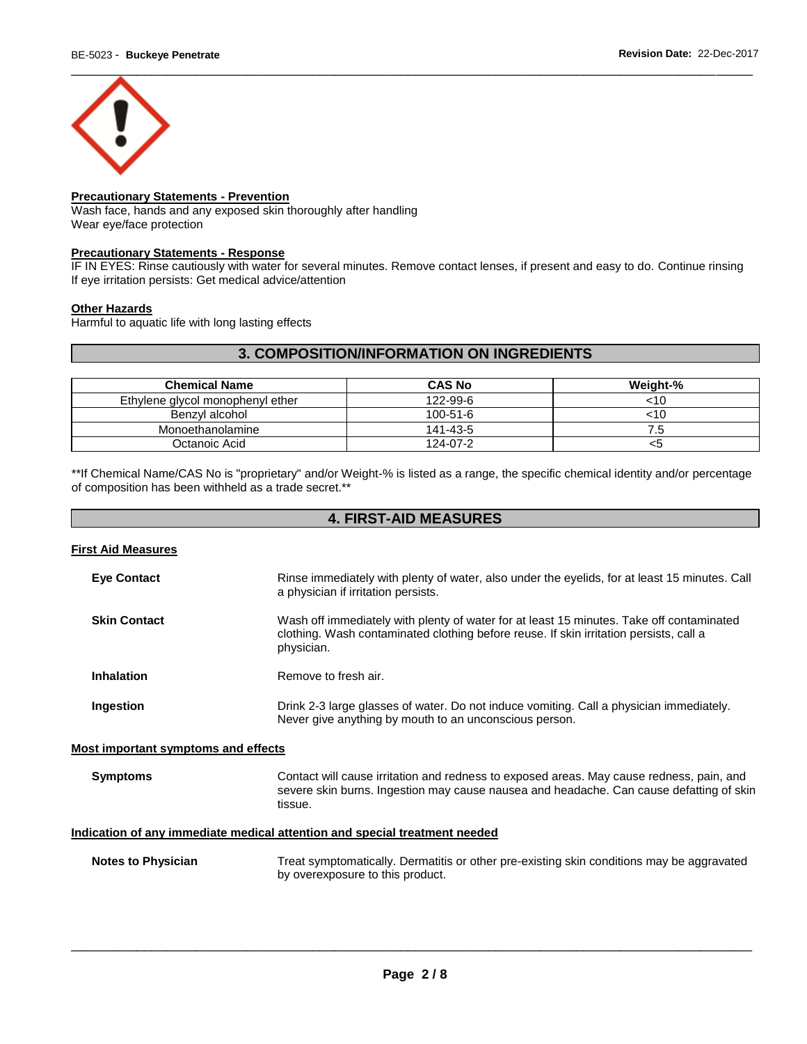**Precautionary Statements - Prevention**

Wash face, hands and any exposed skin thoroughly after handling
Wear eye/face protection

**Precautionary Statements - Response**

IF IN EYES: Rinse cautiously with water for several minutes. Remove contact lenses, if present and easy to do. Continue rinsing
If eye irritation persists: Get medical advice/attention

**Other Hazards**

Harmful to aquatic life with long lasting effects

## 3. COMPOSITION/INFORMATION ON INGREDIENTS

| Chemical Name | CAS No | Weight-% |
|---|---|---|
| Ethylene glycol monophenyl ether | 122-99-6 | <10 |
| Benzyl alcohol | 100-51-6 | <10 |
| Monoethanolamine | 141-43-5 | 7.5 |
| Octanoic Acid | 124-07-2 | <5 |

**If Chemical Name/CAS No is "proprietary" and/or Weight-% is listed as a range, the specific chemical identity and/or percentage of composition has been withheld as a trade secret.**

## 4. FIRST-AID MEASURES

**First Aid Measures**

**Eye Contact**
Rinse immediately with plenty of water, also under the eyelids, for at least 15 minutes. Call a physician if irritation persists.

**Skin Contact**
Wash off immediately with plenty of water for at least 15 minutes. Take off contaminated clothing. Wash contaminated clothing before reuse. If skin irritation persists, call a physician.

**Inhalation**
Remove to fresh air.

**Ingestion**
Drink 2-3 large glasses of water. Do not induce vomiting. Call a physician immediately. Never give anything by mouth to an unconscious person.

**Most important symptoms and effects**

**Symptoms**
Contact will cause irritation and redness to exposed areas. May cause redness, pain, and severe skin burns. Ingestion may cause nausea and headache. Can cause defatting of skin tissue.

**Indication of any immediate medical attention and special treatment needed**

**Notes to Physician**
Treat symptomatically. Dermatitis or other pre-existing skin conditions may be aggravated by overexposure to this product.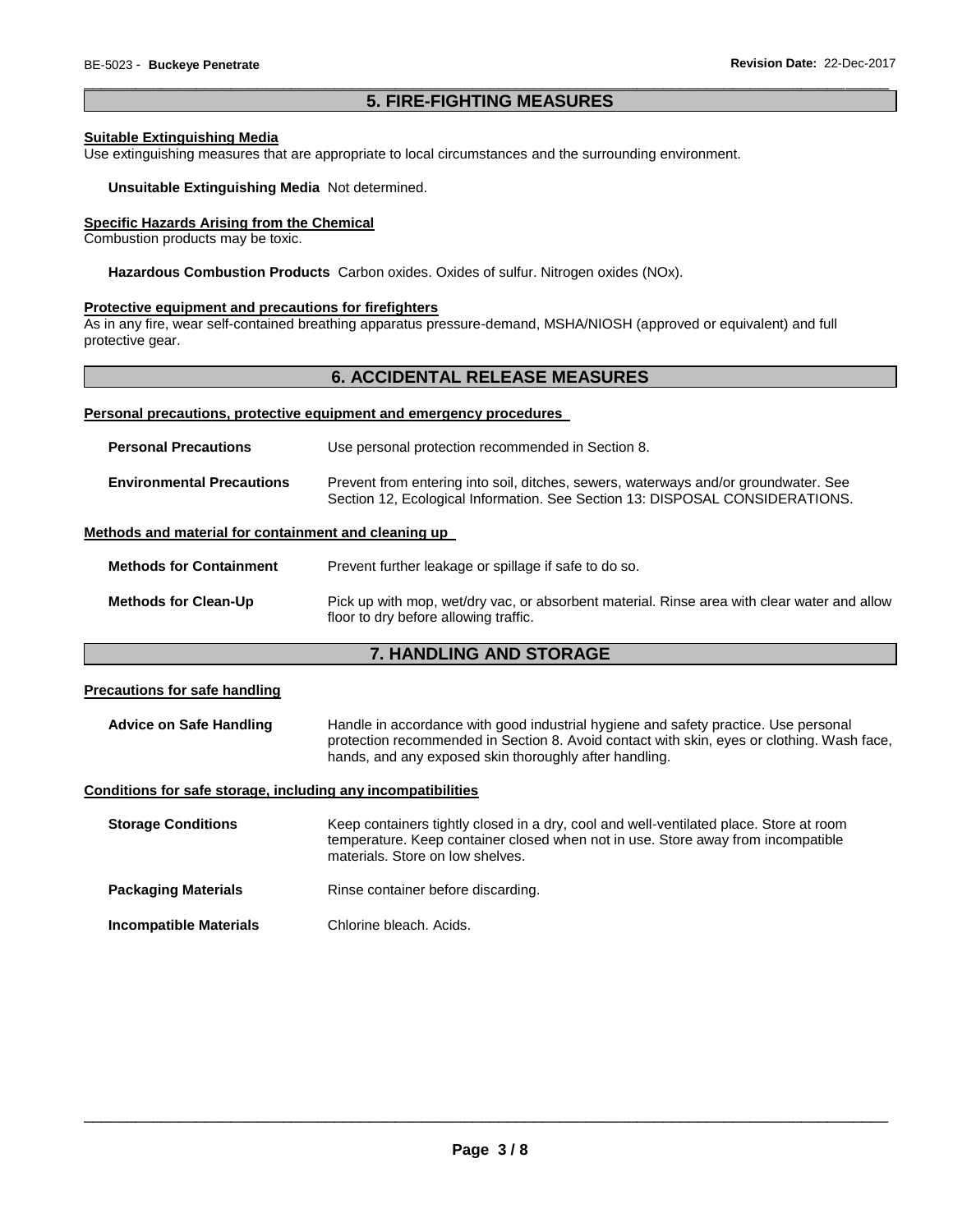## 5. FIRE-FIGHTING MEASURES

### Suitable Extinguishing Media

Use extinguishing measures that are appropriate to local circumstances and the surrounding environment.

**Unsuitable Extinguishing Media** Not determined.

### Specific Hazards Arising from the Chemical

Combustion products may be toxic.

**Hazardous Combustion Products** Carbon oxides. Oxides of sulfur. Nitrogen oxides (NOx).

### Protective equipment and precautions for firefighters

As in any fire, wear self-contained breathing apparatus pressure-demand, MSHA/NIOSH (approved or equivalent) and full protective gear.

## 6. ACCIDENTAL RELEASE MEASURES

### Personal precautions, protective equipment and emergency procedures

**Personal Precautions** Use personal protection recommended in Section 8.

**Environmental Precautions** Prevent from entering into soil, ditches, sewers, waterways and/or groundwater. See Section 12, Ecological Information. See Section 13: DISPOSAL CONSIDERATIONS.

### Methods and material for containment and cleaning up

**Methods for Containment** Prevent further leakage or spillage if safe to do so.

**Methods for Clean-Up** Pick up with mop, wet/dry vac, or absorbent material. Rinse area with clear water and allow floor to dry before allowing traffic.

## 7. HANDLING AND STORAGE

### Precautions for safe handling

**Advice on Safe Handling** Handle in accordance with good industrial hygiene and safety practice. Use personal protection recommended in Section 8. Avoid contact with skin, eyes or clothing. Wash face, hands, and any exposed skin thoroughly after handling.

### Conditions for safe storage, including any incompatibilities

**Storage Conditions** Keep containers tightly closed in a dry, cool and well-ventilated place. Store at room temperature. Keep container closed when not in use. Store away from incompatible materials. Store on low shelves.

**Packaging Materials** Rinse container before discarding.

**Incompatible Materials** Chlorine bleach. Acids.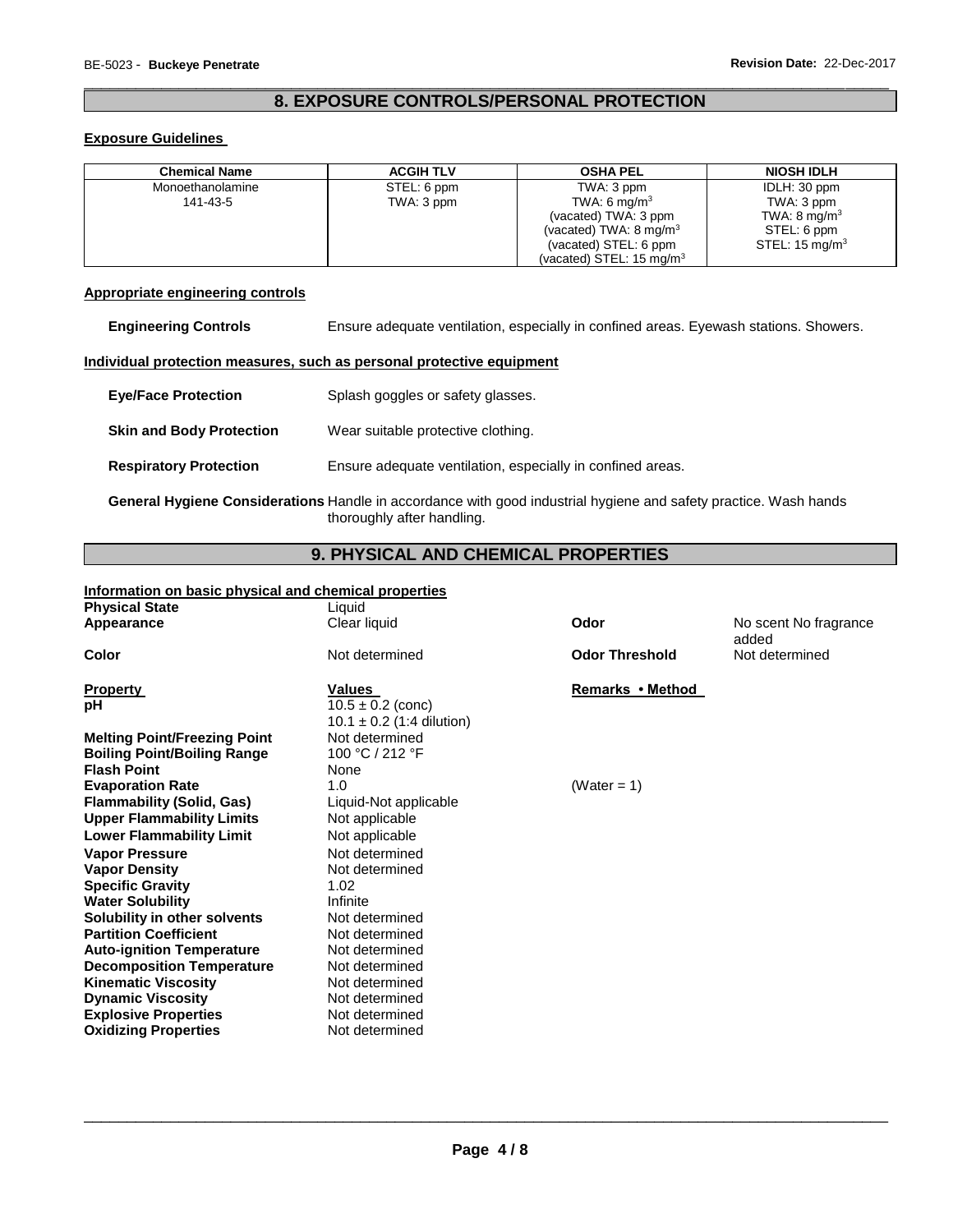## 8. EXPOSURE CONTROLS/PERSONAL PROTECTION

### Exposure Guidelines

| Chemical Name | ACGIH TLV | OSHA PEL | NIOSH IDLH |
|---|---|---|---|
| Monoethanolamine<br>141-43-5 | STEL: 6 ppm<br>TWA: 3 ppm | TWA: 3 ppm<br>TWA: 6 mg/m$^3$<br>(vacated) TWA: 3 ppm<br>(vacated) TWA: 8 mg/m$^3$<br>(vacated) STEL: 6 ppm<br>(vacated) STEL: 15 mg/m$^3$ | IDLH: 30 ppm<br>TWA: 3 ppm<br>TWA: 8 mg/m$^3$<br>STEL: 6 ppm<br>STEL: 15 mg/m$^3$ |

### Appropriate engineering controls

**Engineering Controls** Ensure adequate ventilation, especially in confined areas. Eyewash stations. Showers.

### Individual protection measures, such as personal protective equipment

**Eye/Face Protection** Splash goggles or safety glasses.

**Skin and Body Protection** Wear suitable protective clothing.

**Respiratory Protection** Ensure adequate ventilation, especially in confined areas.

**General Hygiene Considerations** Handle in accordance with good industrial hygiene and safety practice. Wash hands thoroughly after handling.

## 9. PHYSICAL AND CHEMICAL PROPERTIES

### Information on basic physical and chemical properties

| | | | |
|---|---|---|---|
| **Physical State** | Liquid | | |
| **Appearance** | Clear liquid | **Odor** | No scent No fragrance added |
| **Color** | Not determined | **Odor Threshold** | Not determined |

| **Property** | **Values** | **Remarks • Method** |
|---|---|---|
| **pH** | 10.5 ± 0.2 (conc)<br>10.1 ± 0.2 (1:4 dilution) | |
| **Melting Point/Freezing Point** | Not determined | |
| **Boiling Point/Boiling Range** | 100 °C / 212 °F | |
| **Flash Point** | None | |
| **Evaporation Rate** | 1.0 | (Water = 1) |
| **Flammability (Solid, Gas)** | Liquid-Not applicable | |
| **Upper Flammability Limits** | Not applicable | |
| **Lower Flammability Limit** | Not applicable | |
| **Vapor Pressure** | Not determined | |
| **Vapor Density** | Not determined | |
| **Specific Gravity** | 1.02 | |
| **Water Solubility** | Infinite | |
| **Solubility in other solvents** | Not determined | |
| **Partition Coefficient** | Not determined | |
| **Auto-ignition Temperature** | Not determined | |
| **Decomposition Temperature** | Not determined | |
| **Kinematic Viscosity** | Not determined | |
| **Dynamic Viscosity** | Not determined | |
| **Explosive Properties** | Not determined | |
| **Oxidizing Properties** | Not determined | |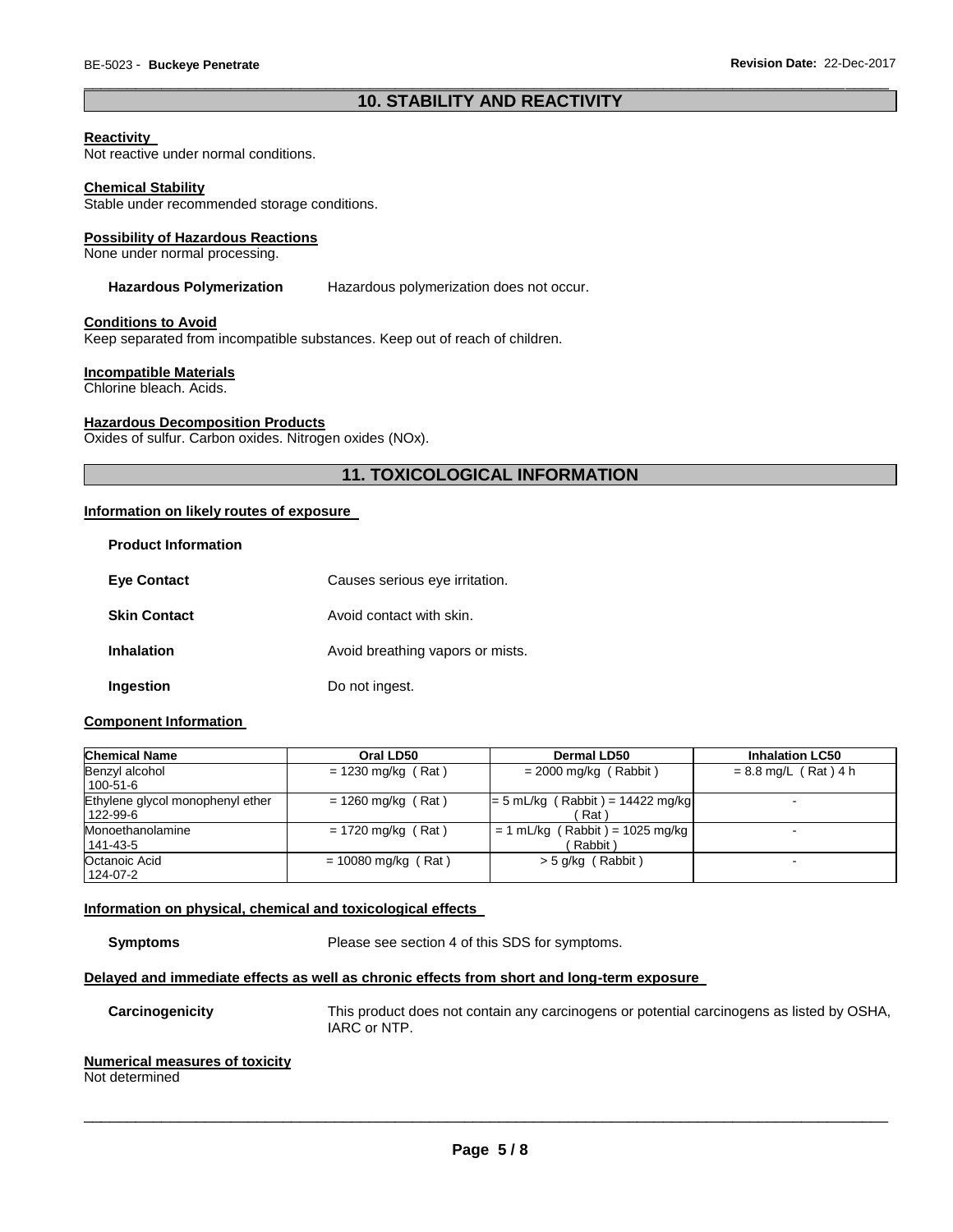## 10. STABILITY AND REACTIVITY

**Reactivity**
Not reactive under normal conditions.

**Chemical Stability**
Stable under recommended storage conditions.

**Possibility of Hazardous Reactions**
None under normal processing.

**Hazardous Polymerization** Hazardous polymerization does not occur.

**Conditions to Avoid**
Keep separated from incompatible substances. Keep out of reach of children.

**Incompatible Materials**
Chlorine bleach. Acids.

**Hazardous Decomposition Products**
Oxides of sulfur. Carbon oxides. Nitrogen oxides (NOx).

## 11. TOXICOLOGICAL INFORMATION

**Information on likely routes of exposure**

**Product Information**

**Eye Contact** Causes serious eye irritation.

**Skin Contact** Avoid contact with skin.

**Inhalation** Avoid breathing vapors or mists.

**Ingestion** Do not ingest.

**Component Information**

| Chemical Name | Oral LD50 | Dermal LD50 | Inhalation LC50 |
|---|---|---|---|
| Benzyl alcohol 100-51-6 | = 1230 mg/kg ( Rat ) | = 2000 mg/kg ( Rabbit ) | = 8.8 mg/L ( Rat ) 4 h |
| Ethylene glycol monophenyl ether 122-99-6 | = 1260 mg/kg ( Rat ) | = 5 mL/kg ( Rabbit ) = 14422 mg/kg ( Rat ) | - |
| Monoethanolamine 141-43-5 | = 1720 mg/kg ( Rat ) | = 1 mL/kg ( Rabbit ) = 1025 mg/kg ( Rabbit ) | - |
| Octanoic Acid 124-07-2 | = 10080 mg/kg ( Rat ) | > 5 g/kg ( Rabbit ) | - |

**Information on physical, chemical and toxicological effects**

**Symptoms** Please see section 4 of this SDS for symptoms.

**Delayed and immediate effects as well as chronic effects from short and long-term exposure**

**Carcinogenicity** This product does not contain any carcinogens or potential carcinogens as listed by OSHA, IARC or NTP.

**Numerical measures of toxicity**
Not determined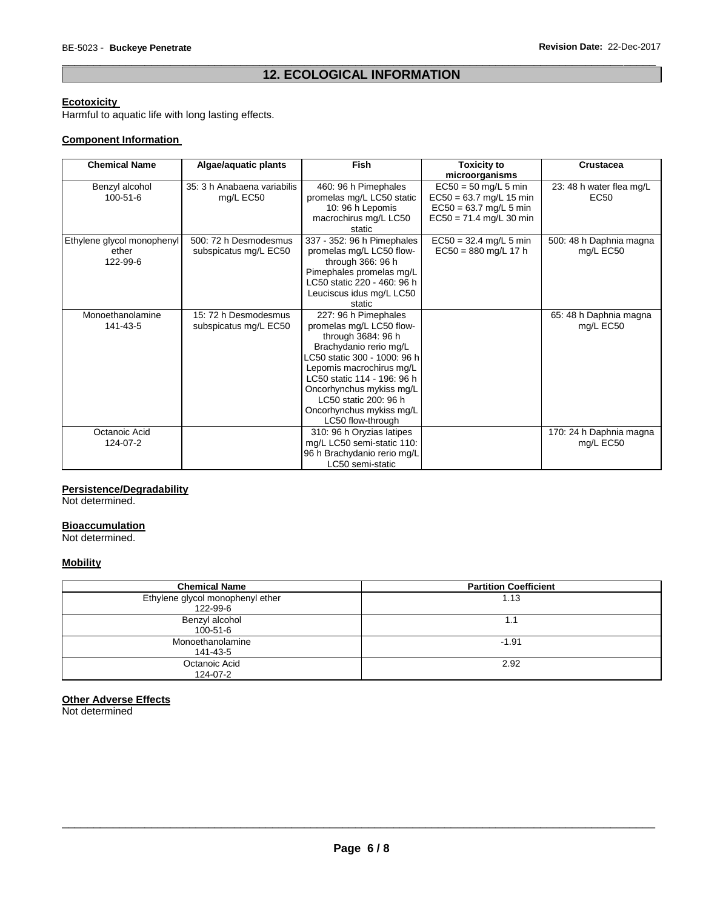## 12. ECOLOGICAL INFORMATION

**Ecotoxicity**

Harmful to aquatic life with long lasting effects.

**Component Information**

| Chemical Name | Algae/aquatic plants | Fish | Toxicity to microorganisms | Crustacea |
|---|---|---|---|---|
| Benzyl alcohol 100-51-6 | 35: 3 h Anabaena variabilis mg/L EC50 | 460: 96 h Pimephales promelas mg/L LC50 static 10: 96 h Lepomis macrochirus mg/L LC50 static | EC50 = 50 mg/L 5 min EC50 = 63.7 mg/L 15 min EC50 = 63.7 mg/L 5 min EC50 = 71.4 mg/L 30 min | 23: 48 h water flea mg/L EC50 |
| Ethylene glycol monophenyl ether 122-99-6 | 500: 72 h Desmodesmus subspicatus mg/L EC50 | 337 - 352: 96 h Pimephales promelas mg/L LC50 flow-through 366: 96 h Pimephales promelas mg/L LC50 static 220 - 460: 96 h Leuciscus idus mg/L LC50 static | EC50 = 32.4 mg/L 5 min EC50 = 880 mg/L 17 h | 500: 48 h Daphnia magna mg/L EC50 |
| Monoethanolamine 141-43-5 | 15: 72 h Desmodesmus subspicatus mg/L EC50 | 227: 96 h Pimephales promelas mg/L LC50 flow-through 3684: 96 h Brachydanio rerio mg/L LC50 static 300 - 1000: 96 h Lepomis macrochirus mg/L LC50 static 114 - 196: 96 h Oncorhynchus mykiss mg/L LC50 static 200: 96 h Oncorhynchus mykiss mg/L LC50 flow-through | | 65: 48 h Daphnia magna mg/L EC50 |
| Octanoic Acid 124-07-2 | | 310: 96 h Oryzias latipes mg/L LC50 semi-static 110: 96 h Brachydanio rerio mg/L LC50 semi-static | | 170: 24 h Daphnia magna mg/L EC50 |

**Persistence/Degradability**

Not determined.

**Bioaccumulation**

Not determined.

**Mobility**

| Chemical Name | Partition Coefficient |
|---|---|
| Ethylene glycol monophenyl ether 122-99-6 | 1.13 |
| Benzyl alcohol 100-51-6 | 1.1 |
| Monoethanolamine 141-43-5 | -1.91 |
| Octanoic Acid 124-07-2 | 2.92 |

**Other Adverse Effects**

Not determined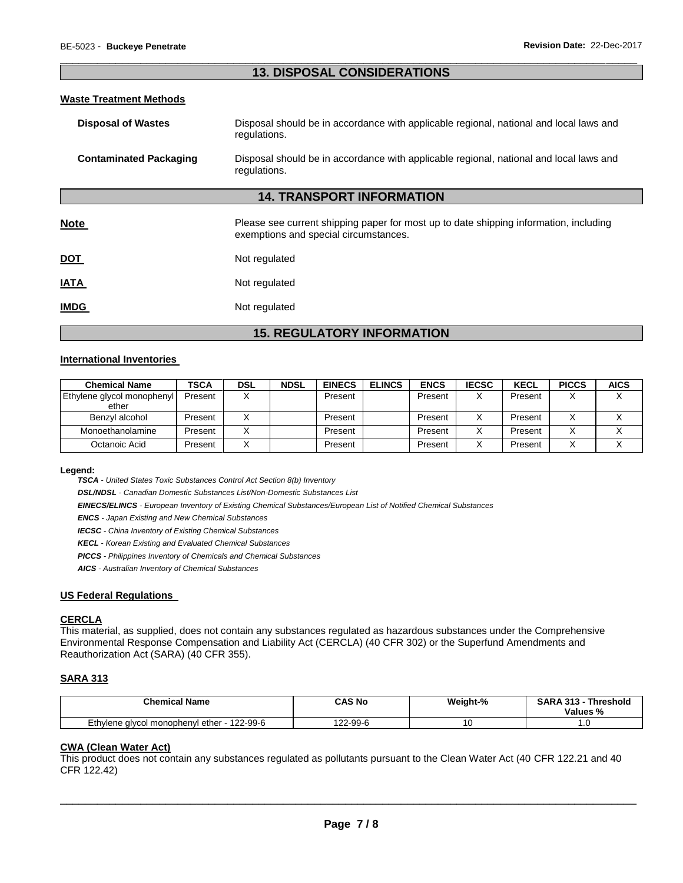## 13. DISPOSAL CONSIDERATIONS

**Waste Treatment Methods**

**Disposal of Wastes** Disposal should be in accordance with applicable regional, national and local laws and regulations.

**Contaminated Packaging** Disposal should be in accordance with applicable regional, national and local laws and regulations.

## 14. TRANSPORT INFORMATION

**Note** Please see current shipping paper for most up to date shipping information, including exemptions and special circumstances.

**DOT** Not regulated

**IATA** Not regulated

**IMDG** Not regulated

## 15. REGULATORY INFORMATION

**International Inventories**

| Chemical Name | TSCA | DSL | NDSL | EINECS | ELINCS | ENCS | IECSC | KECL | PICCS | AICS |
|---|---|---|---|---|---|---|---|---|---|---|
| Ethylene glycol monophenyl ether | Present | X | | Present | | Present | X | Present | X | X |
| Benzyl alcohol | Present | X | | Present | | Present | X | Present | X | X |
| Monoethanolamine | Present | X | | Present | | Present | X | Present | X | X |
| Octanoic Acid | Present | X | | Present | | Present | X | Present | X | X |

**Legend:**

***TSCA*** *- United States Toxic Substances Control Act Section 8(b) Inventory*

***DSL/NDSL*** *- Canadian Domestic Substances List/Non-Domestic Substances List*

***EINECS/ELINCS*** *- European Inventory of Existing Chemical Substances/European List of Notified Chemical Substances*

***ENCS*** *- Japan Existing and New Chemical Substances*

***IECSC*** *- China Inventory of Existing Chemical Substances*

***KECL*** *- Korean Existing and Evaluated Chemical Substances*

***PICCS*** *- Philippines Inventory of Chemicals and Chemical Substances*

***AICS*** *- Australian Inventory of Chemical Substances*

**US Federal Regulations**

**CERCLA**

This material, as supplied, does not contain any substances regulated as hazardous substances under the Comprehensive Environmental Response Compensation and Liability Act (CERCLA) (40 CFR 302) or the Superfund Amendments and Reauthorization Act (SARA) (40 CFR 355).

**SARA 313**

| Chemical Name | CAS No | Weight-% | SARA 313 - Threshold Values % |
|---|---|---|---|
| Ethylene glycol monophenyl ether - 122-99-6 | 122-99-6 | 10 | 1.0 |

**CWA (Clean Water Act)**

This product does not contain any substances regulated as pollutants pursuant to the Clean Water Act (40 CFR 122.21 and 40 CFR 122.42)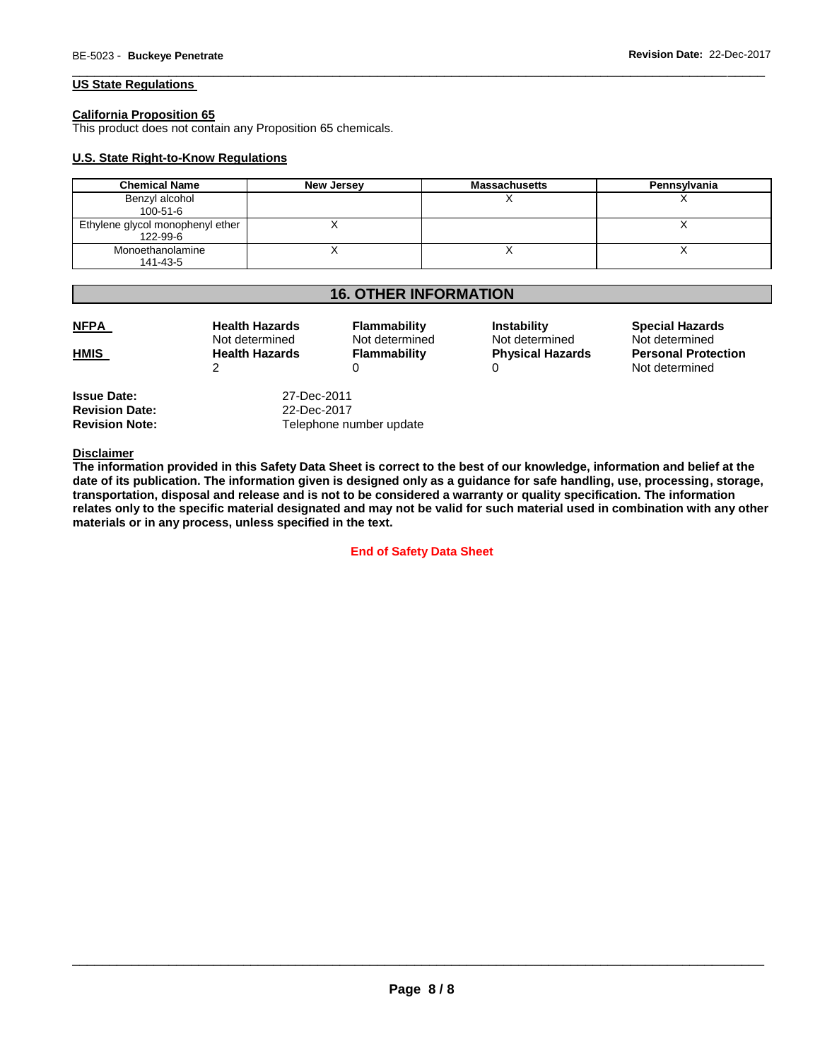### US State Regulations

#### California Proposition 65

This product does not contain any Proposition 65 chemicals.

#### U.S. State Right-to-Know Regulations

| Chemical Name | New Jersey | Massachusetts | Pennsylvania |
|---|---|---|---|
| Benzyl alcohol 100-51-6 | | X | X |
| Ethylene glycol monophenyl ether 122-99-6 | X | | X |
| Monoethanolamine 141-43-5 | X | X | X |

## 16. OTHER INFORMATION

| | | | | |
|---|---|---|---|---|
| **NFPA** | **Health Hazards** Not determined | **Flammability** Not determined | **Instability** Not determined | **Special Hazards** Not determined |
| **HMIS** | **Health Hazards** 2 | **Flammability** 0 | **Physical Hazards** 0 | **Personal Protection** Not determined |

**Issue Date:** 27-Dec-2011
**Revision Date:** 22-Dec-2017
**Revision Note:** Telephone number update

#### Disclaimer

**The information provided in this Safety Data Sheet is correct to the best of our knowledge, information and belief at the date of its publication. The information given is designed only as a guidance for safe handling, use, processing, storage, transportation, disposal and release and is not to be considered a warranty or quality specification. The information relates only to the specific material designated and may not be valid for such material used in combination with any other materials or in any process, unless specified in the text.**

**End of Safety Data Sheet**